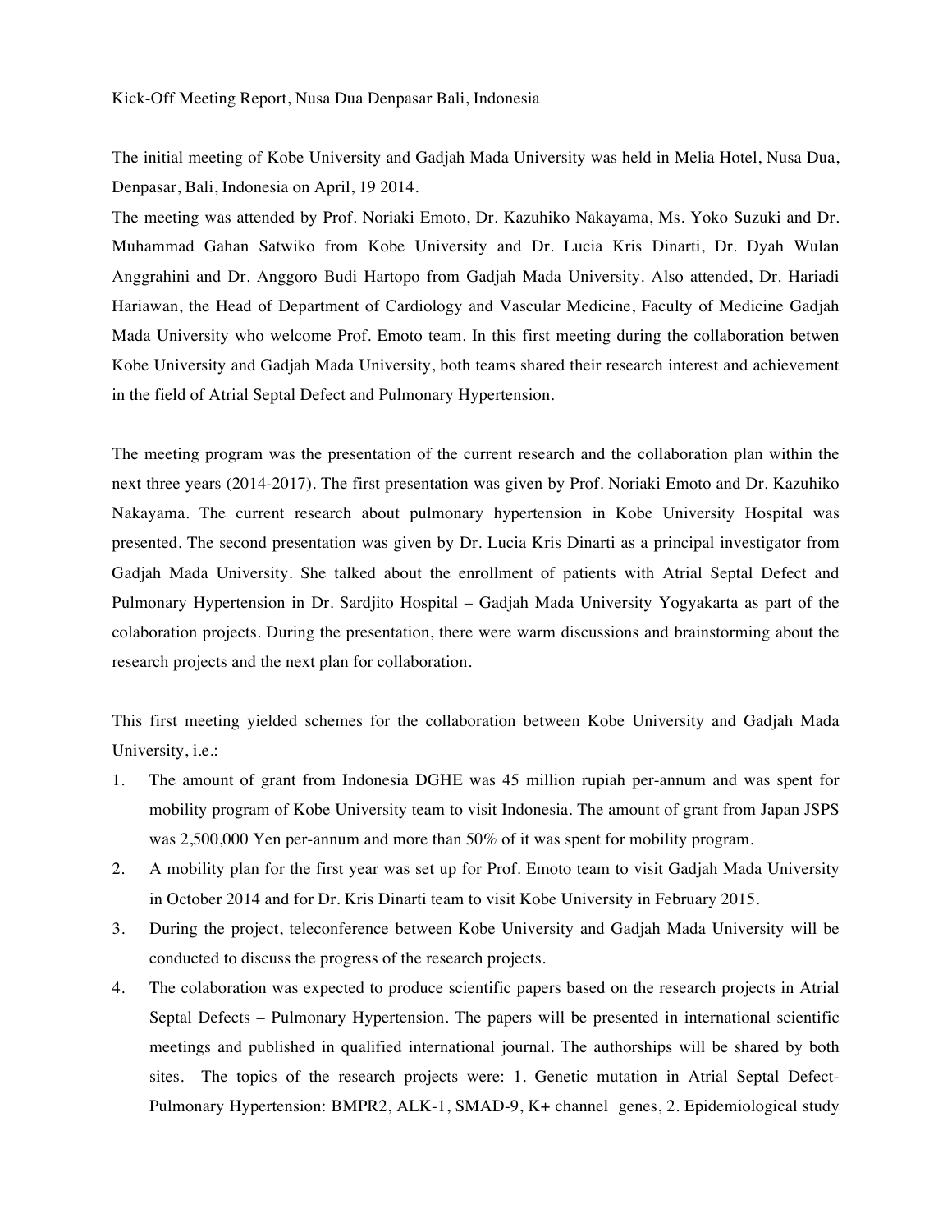Kick-Off Meeting Report, Nusa Dua Denpasar Bali, Indonesia

The initial meeting of Kobe University and Gadjah Mada University was held in Melia Hotel, Nusa Dua, Denpasar, Bali, Indonesia on April, 19 2014.
The meeting was attended by Prof. Noriaki Emoto, Dr. Kazuhiko Nakayama, Ms. Yoko Suzuki and Dr. Muhammad Gahan Satwiko from Kobe University and Dr. Lucia Kris Dinarti, Dr. Dyah Wulan Anggrahini and Dr. Anggoro Budi Hartopo from Gadjah Mada University. Also attended, Dr. Hariadi Hariawan, the Head of Department of Cardiology and Vascular Medicine, Faculty of Medicine Gadjah Mada University who welcome Prof. Emoto team. In this first meeting during the collaboration betwen Kobe University and Gadjah Mada University, both teams shared their research interest and achievement in the field of Atrial Septal Defect and Pulmonary Hypertension.

The meeting program was the presentation of the current research and the collaboration plan within the next three years (2014-2017). The first presentation was given by Prof. Noriaki Emoto and Dr. Kazuhiko Nakayama. The current research about pulmonary hypertension in Kobe University Hospital was presented. The second presentation was given by Dr. Lucia Kris Dinarti as a principal investigator from Gadjah Mada University. She talked about the enrollment of patients with Atrial Septal Defect and Pulmonary Hypertension in Dr. Sardjito Hospital – Gadjah Mada University Yogyakarta as part of the colaboration projects. During the presentation, there were warm discussions and brainstorming about the research projects and the next plan for collaboration.

This first meeting yielded schemes for the collaboration between Kobe University and Gadjah Mada University, i.e.:

1. The amount of grant from Indonesia DGHE was 45 million rupiah per-annum and was spent for mobility program of Kobe University team to visit Indonesia. The amount of grant from Japan JSPS was 2,500,000 Yen per-annum and more than 50% of it was spent for mobility program.
2. A mobility plan for the first year was set up for Prof. Emoto team to visit Gadjah Mada University in October 2014 and for Dr. Kris Dinarti team to visit Kobe University in February 2015.
3. During the project, teleconference between Kobe University and Gadjah Mada University will be conducted to discuss the progress of the research projects.
4. The colaboration was expected to produce scientific papers based on the research projects in Atrial Septal Defects – Pulmonary Hypertension. The papers will be presented in international scientific meetings and published in qualified international journal. The authorships will be shared by both sites. The topics of the research projects were: 1. Genetic mutation in Atrial Septal Defect-Pulmonary Hypertension: BMPR2, ALK-1, SMAD-9, K+ channel genes, 2. Epidemiological study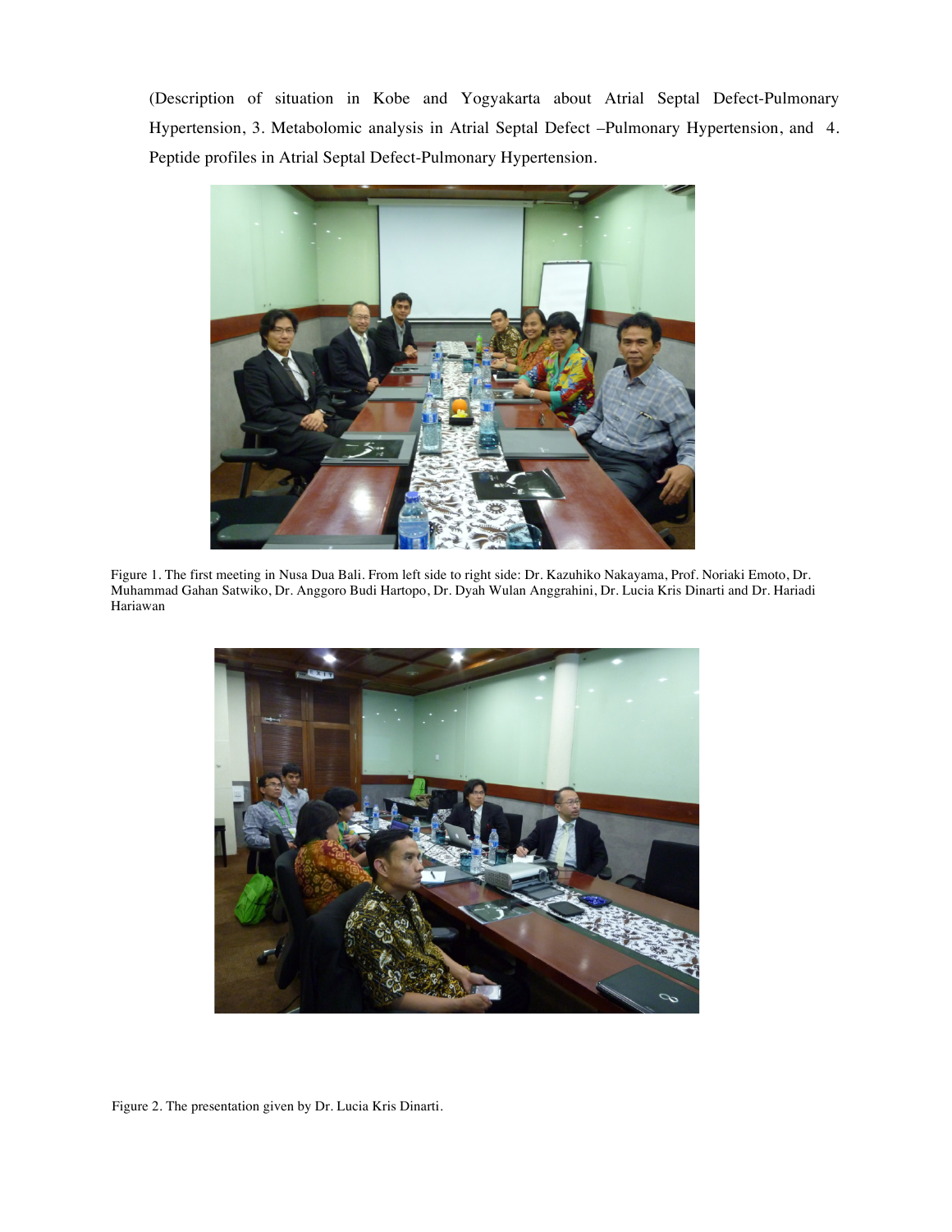(Description of situation in Kobe and Yogyakarta about Atrial Septal Defect-Pulmonary Hypertension, 3. Metabolomic analysis in Atrial Septal Defect –Pulmonary Hypertension, and 4. Peptide profiles in Atrial Septal Defect-Pulmonary Hypertension.

Figure 1. The first meeting in Nusa Dua Bali. From left side to right side: Dr. Kazuhiko Nakayama, Prof. Noriaki Emoto, Dr. Muhammad Gahan Satwiko, Dr. Anggoro Budi Hartopo, Dr. Dyah Wulan Anggrahini, Dr. Lucia Kris Dinarti and Dr. Hariadi Hariawan

Figure 2. The presentation given by Dr. Lucia Kris Dinarti.